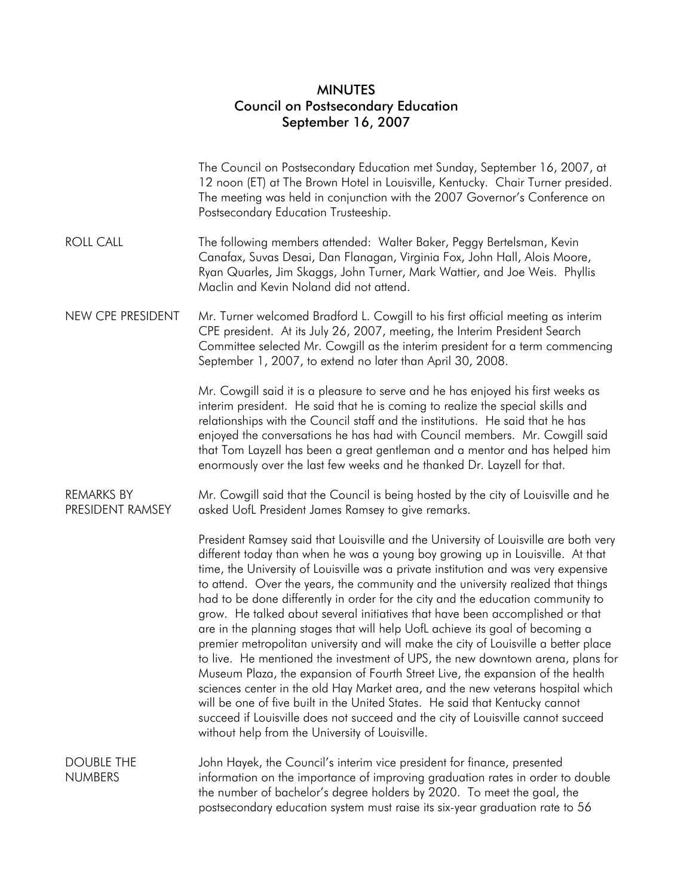# MINUTES
## Council on Postsecondary Education
## September 16, 2007

The Council on Postsecondary Education met Sunday, September 16, 2007, at 12 noon (ET) at The Brown Hotel in Louisville, Kentucky. Chair Turner presided. The meeting was held in conjunction with the 2007 Governor's Conference on Postsecondary Education Trusteeship.

**ROLL CALL**

The following members attended: Walter Baker, Peggy Bertelsman, Kevin Canafax, Suvas Desai, Dan Flanagan, Virginia Fox, John Hall, Alois Moore, Ryan Quarles, Jim Skaggs, John Turner, Mark Wattier, and Joe Weis. Phyllis Maclin and Kevin Noland did not attend.

**NEW CPE PRESIDENT**

Mr. Turner welcomed Bradford L. Cowgill to his first official meeting as interim CPE president. At its July 26, 2007, meeting, the Interim President Search Committee selected Mr. Cowgill as the interim president for a term commencing September 1, 2007, to extend no later than April 30, 2008.

Mr. Cowgill said it is a pleasure to serve and he has enjoyed his first weeks as interim president. He said that he is coming to realize the special skills and relationships with the Council staff and the institutions. He said that he has enjoyed the conversations he has had with Council members. Mr. Cowgill said that Tom Layzell has been a great gentleman and a mentor and has helped him enormously over the last few weeks and he thanked Dr. Layzell for that.

**REMARKS BY PRESIDENT RAMSEY**

Mr. Cowgill said that the Council is being hosted by the city of Louisville and he asked UofL President James Ramsey to give remarks.

President Ramsey said that Louisville and the University of Louisville are both very different today than when he was a young boy growing up in Louisville. At that time, the University of Louisville was a private institution and was very expensive to attend. Over the years, the community and the university realized that things had to be done differently in order for the city and the education community to grow. He talked about several initiatives that have been accomplished or that are in the planning stages that will help UofL achieve its goal of becoming a premier metropolitan university and will make the city of Louisville a better place to live. He mentioned the investment of UPS, the new downtown arena, plans for Museum Plaza, the expansion of Fourth Street Live, the expansion of the health sciences center in the old Hay Market area, and the new veterans hospital which will be one of five built in the United States. He said that Kentucky cannot succeed if Louisville does not succeed and the city of Louisville cannot succeed without help from the University of Louisville.

**DOUBLE THE NUMBERS**

John Hayek, the Council's interim vice president for finance, presented information on the importance of improving graduation rates in order to double the number of bachelor's degree holders by 2020. To meet the goal, the postsecondary education system must raise its six-year graduation rate to 56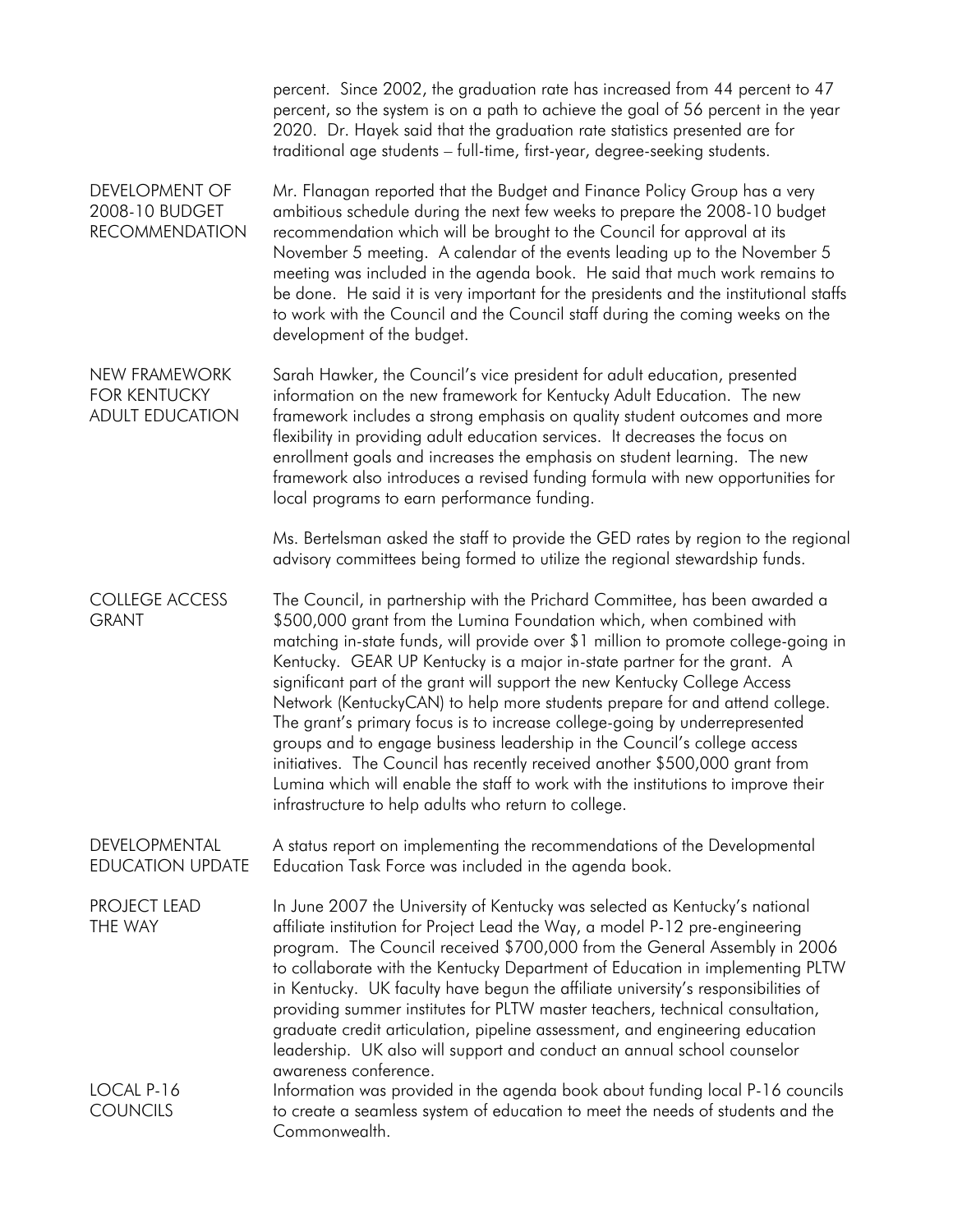percent. Since 2002, the graduation rate has increased from 44 percent to 47 percent, so the system is on a path to achieve the goal of 56 percent in the year 2020. Dr. Hayek said that the graduation rate statistics presented are for traditional age students – full-time, first-year, degree-seeking students.

## DEVELOPMENT OF 2008-10 BUDGET RECOMMENDATION

Mr. Flanagan reported that the Budget and Finance Policy Group has a very ambitious schedule during the next few weeks to prepare the 2008-10 budget recommendation which will be brought to the Council for approval at its November 5 meeting. A calendar of the events leading up to the November 5 meeting was included in the agenda book. He said that much work remains to be done. He said it is very important for the presidents and the institutional staffs to work with the Council and the Council staff during the coming weeks on the development of the budget.

## NEW FRAMEWORK FOR KENTUCKY ADULT EDUCATION

Sarah Hawker, the Council's vice president for adult education, presented information on the new framework for Kentucky Adult Education. The new framework includes a strong emphasis on quality student outcomes and more flexibility in providing adult education services. It decreases the focus on enrollment goals and increases the emphasis on student learning. The new framework also introduces a revised funding formula with new opportunities for local programs to earn performance funding.

Ms. Bertelsman asked the staff to provide the GED rates by region to the regional advisory committees being formed to utilize the regional stewardship funds.

## COLLEGE ACCESS GRANT

The Council, in partnership with the Prichard Committee, has been awarded a $500,000 grant from the Lumina Foundation which, when combined with matching in-state funds, will provide over $1 million to promote college-going in Kentucky. GEAR UP Kentucky is a major in-state partner for the grant. A significant part of the grant will support the new Kentucky College Access Network (KentuckyCAN) to help more students prepare for and attend college. The grant's primary focus is to increase college-going by underrepresented groups and to engage business leadership in the Council's college access initiatives. The Council has recently received another $500,000 grant from Lumina which will enable the staff to work with the institutions to improve their infrastructure to help adults who return to college.

## DEVELOPMENTAL EDUCATION UPDATE

A status report on implementing the recommendations of the Developmental Education Task Force was included in the agenda book.

## PROJECT LEAD THE WAY

In June 2007 the University of Kentucky was selected as Kentucky's national affiliate institution for Project Lead the Way, a model P-12 pre-engineering program. The Council received $700,000 from the General Assembly in 2006 to collaborate with the Kentucky Department of Education in implementing PLTW in Kentucky. UK faculty have begun the affiliate university's responsibilities of providing summer institutes for PLTW master teachers, technical consultation, graduate credit articulation, pipeline assessment, and engineering education leadership. UK also will support and conduct an annual school counselor awareness conference.

## LOCAL P-16 COUNCILS

Information was provided in the agenda book about funding local P-16 councils to create a seamless system of education to meet the needs of students and the Commonwealth.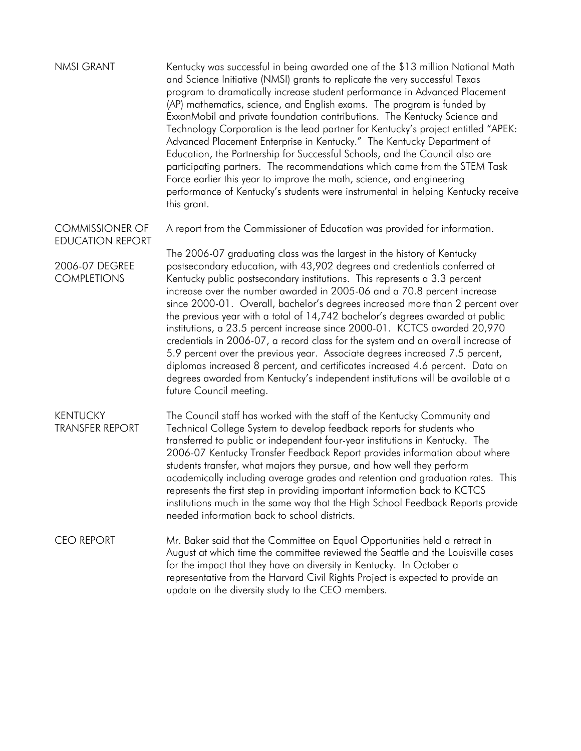**NMSI GRANT**

Kentucky was successful in being awarded one of the $13 million National Math and Science Initiative (NMSI) grants to replicate the very successful Texas program to dramatically increase student performance in Advanced Placement (AP) mathematics, science, and English exams. The program is funded by ExxonMobil and private foundation contributions. The Kentucky Science and Technology Corporation is the lead partner for Kentucky's project entitled "APEK: Advanced Placement Enterprise in Kentucky." The Kentucky Department of Education, the Partnership for Successful Schools, and the Council also are participating partners. The recommendations which came from the STEM Task Force earlier this year to improve the math, science, and engineering performance of Kentucky's students were instrumental in helping Kentucky receive this grant.

**COMMISSIONER OF EDUCATION REPORT**

A report from the Commissioner of Education was provided for information.

**2006-07 DEGREE COMPLETIONS**

The 2006-07 graduating class was the largest in the history of Kentucky postsecondary education, with 43,902 degrees and credentials conferred at Kentucky public postsecondary institutions. This represents a 3.3 percent increase over the number awarded in 2005-06 and a 70.8 percent increase since 2000-01. Overall, bachelor's degrees increased more than 2 percent over the previous year with a total of 14,742 bachelor's degrees awarded at public institutions, a 23.5 percent increase since 2000-01. KCTCS awarded 20,970 credentials in 2006-07, a record class for the system and an overall increase of 5.9 percent over the previous year. Associate degrees increased 7.5 percent, diplomas increased 8 percent, and certificates increased 4.6 percent. Data on degrees awarded from Kentucky's independent institutions will be available at a future Council meeting.

**KENTUCKY TRANSFER REPORT**

The Council staff has worked with the staff of the Kentucky Community and Technical College System to develop feedback reports for students who transferred to public or independent four-year institutions in Kentucky. The 2006-07 Kentucky Transfer Feedback Report provides information about where students transfer, what majors they pursue, and how well they perform academically including average grades and retention and graduation rates. This represents the first step in providing important information back to KCTCS institutions much in the same way that the High School Feedback Reports provide needed information back to school districts.

**CEO REPORT**

Mr. Baker said that the Committee on Equal Opportunities held a retreat in August at which time the committee reviewed the Seattle and the Louisville cases for the impact that they have on diversity in Kentucky. In October a representative from the Harvard Civil Rights Project is expected to provide an update on the diversity study to the CEO members.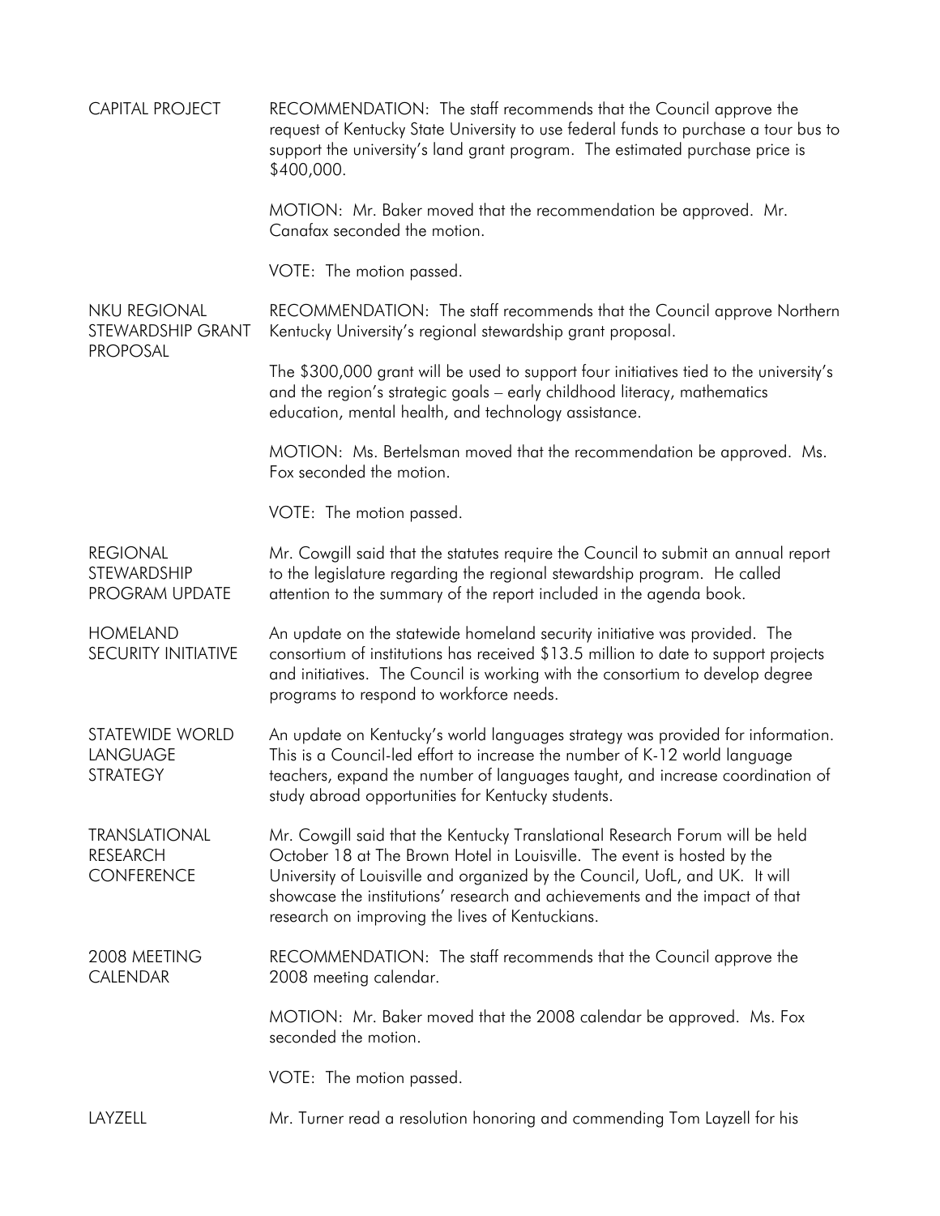**CAPITAL PROJECT**

RECOMMENDATION: The staff recommends that the Council approve the request of Kentucky State University to use federal funds to purchase a tour bus to support the university's land grant program. The estimated purchase price is $400,000.

MOTION: Mr. Baker moved that the recommendation be approved. Mr. Canafax seconded the motion.

VOTE: The motion passed.

**NKU REGIONAL STEWARDSHIP GRANT PROPOSAL**

RECOMMENDATION: The staff recommends that the Council approve Northern Kentucky University's regional stewardship grant proposal.

The $300,000 grant will be used to support four initiatives tied to the university's and the region's strategic goals – early childhood literacy, mathematics education, mental health, and technology assistance.

MOTION: Ms. Bertelsman moved that the recommendation be approved. Ms. Fox seconded the motion.

VOTE: The motion passed.

**REGIONAL STEWARDSHIP PROGRAM UPDATE**

Mr. Cowgill said that the statutes require the Council to submit an annual report to the legislature regarding the regional stewardship program. He called attention to the summary of the report included in the agenda book.

**HOMELAND SECURITY INITIATIVE**

An update on the statewide homeland security initiative was provided. The consortium of institutions has received $13.5 million to date to support projects and initiatives. The Council is working with the consortium to develop degree programs to respond to workforce needs.

**STATEWIDE WORLD LANGUAGE STRATEGY**

An update on Kentucky's world languages strategy was provided for information. This is a Council-led effort to increase the number of K-12 world language teachers, expand the number of languages taught, and increase coordination of study abroad opportunities for Kentucky students.

**TRANSLATIONAL RESEARCH CONFERENCE**

Mr. Cowgill said that the Kentucky Translational Research Forum will be held October 18 at The Brown Hotel in Louisville. The event is hosted by the University of Louisville and organized by the Council, UofL, and UK. It will showcase the institutions' research and achievements and the impact of that research on improving the lives of Kentuckians.

**2008 MEETING CALENDAR**

RECOMMENDATION: The staff recommends that the Council approve the 2008 meeting calendar.

MOTION: Mr. Baker moved that the 2008 calendar be approved. Ms. Fox seconded the motion.

VOTE: The motion passed.

**LAYZELL**

Mr. Turner read a resolution honoring and commending Tom Layzell for his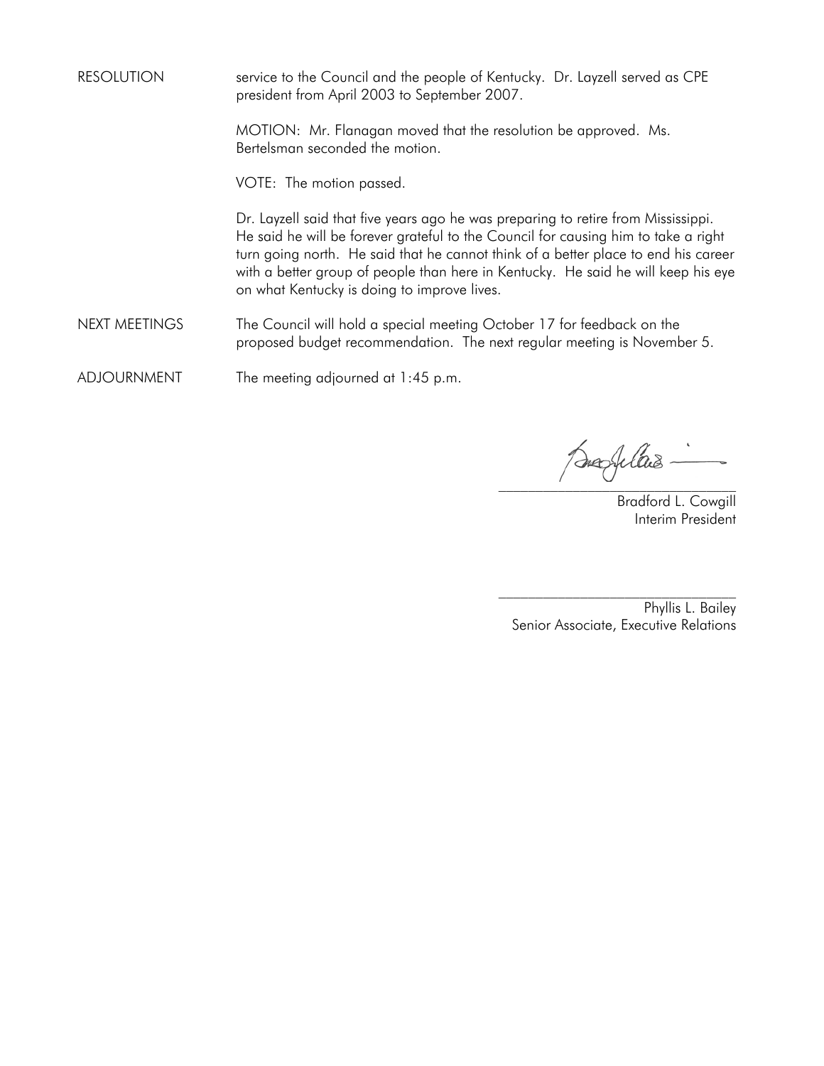RESOLUTION

service to the Council and the people of Kentucky. Dr. Layzell served as CPE president from April 2003 to September 2007.

MOTION: Mr. Flanagan moved that the resolution be approved. Ms. Bertelsman seconded the motion.

VOTE: The motion passed.

Dr. Layzell said that five years ago he was preparing to retire from Mississippi. He said he will be forever grateful to the Council for causing him to take a right turn going north. He said that he cannot think of a better place to end his career with a better group of people than here in Kentucky. He said he will keep his eye on what Kentucky is doing to improve lives.

NEXT MEETINGS

The Council will hold a special meeting October 17 for feedback on the proposed budget recommendation. The next regular meeting is November 5.

ADJOURNMENT

The meeting adjourned at 1:45 p.m.

\_\_\_\_\_\_\_\_\_\_\_\_\_\_\_\_\_\_\_\_\_\_\_\_\_\_\_\_\_\_\_\_\_\_

Bradford L. Cowgill
Interim President

\_\_\_\_\_\_\_\_\_\_\_\_\_\_\_\_\_\_\_\_\_\_\_\_\_\_\_\_\_\_\_\_\_\_

Phyllis L. Bailey
Senior Associate, Executive Relations